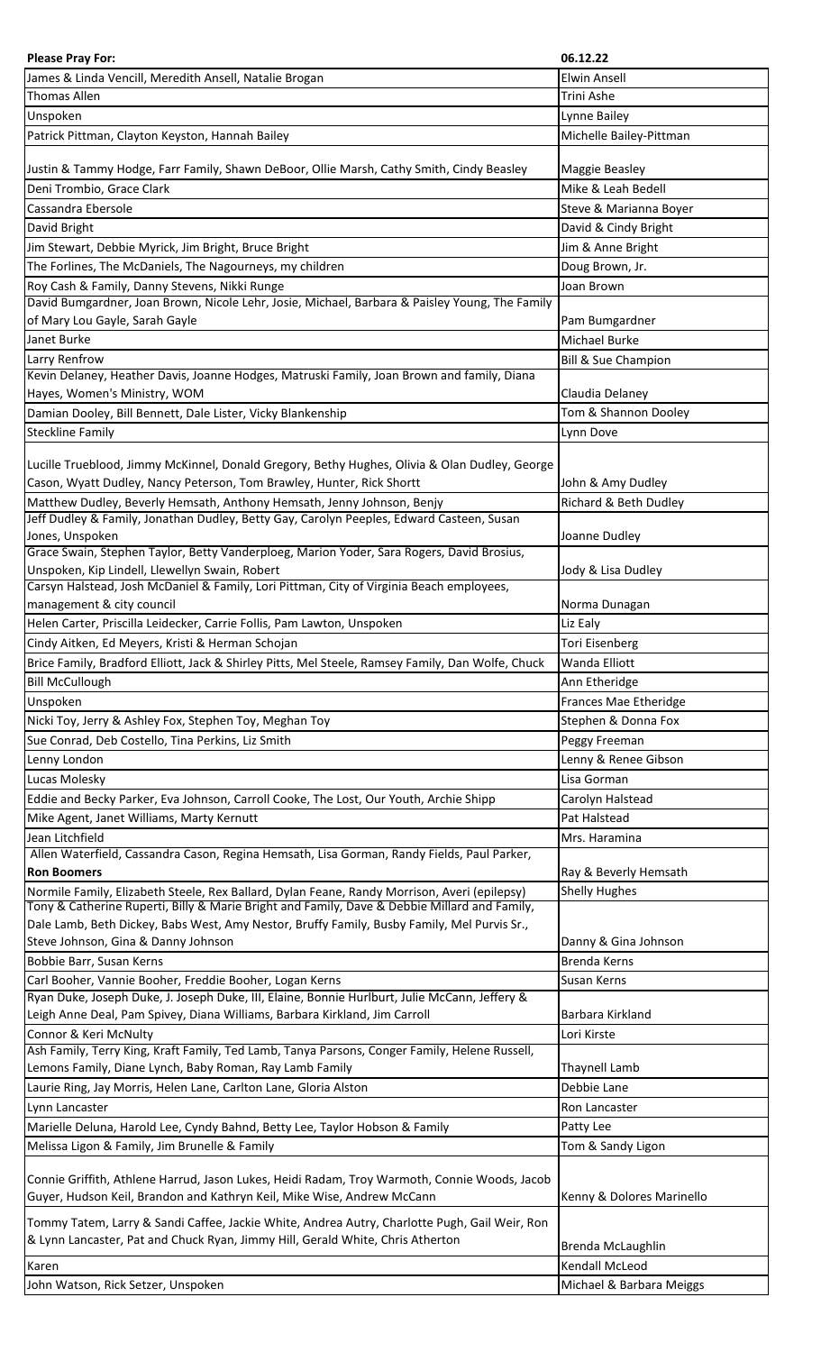| Please Pray For: | 06.12.22 |
|---|---|
| James & Linda Vencill, Meredith Ansell, Natalie Brogan | Elwin Ansell |
| Thomas Allen | Trini Ashe |
| Unspoken | Lynne Bailey |
| Patrick Pittman, Clayton Keyston, Hannah Bailey | Michelle Bailey-Pittman |
| Justin & Tammy Hodge, Farr Family, Shawn DeBoor, Ollie Marsh, Cathy Smith, Cindy Beasley | Maggie Beasley |
| Deni Trombio, Grace Clark | Mike & Leah Bedell |
| Cassandra Ebersole | Steve & Marianna Boyer |
| David Bright | David & Cindy Bright |
| Jim Stewart, Debbie Myrick, Jim Bright, Bruce Bright | Jim & Anne Bright |
| The Forlines, The McDaniels, The Nagourneys, my children | Doug Brown, Jr. |
| Roy Cash & Family, Danny Stevens, Nikki Runge | Joan Brown |
| David Bumgardner, Joan Brown, Nicole Lehr, Josie, Michael, Barbara & Paisley Young, The Family of Mary Lou Gayle, Sarah Gayle | Pam Bumgardner |
| Janet Burke | Michael Burke |
| Larry Renfrow | Bill & Sue Champion |
| Kevin Delaney, Heather Davis, Joanne Hodges, Matruski Family, Joan Brown and family, Diana Hayes, Women's Ministry, WOM | Claudia Delaney |
| Damian Dooley, Bill Bennett, Dale Lister, Vicky Blankenship | Tom & Shannon Dooley |
| Steckline Family | Lynn Dove |
| Lucille Trueblood, Jimmy McKinnel, Donald Gregory, Bethy Hughes, Olivia & Olan Dudley, George Cason, Wyatt Dudley, Nancy Peterson, Tom Brawley, Hunter, Rick Shortt | John & Amy Dudley |
| Matthew Dudley, Beverly Hemsath, Anthony Hemsath, Jenny Johnson, Benjy | Richard & Beth Dudley |
| Jeff Dudley & Family, Jonathan Dudley, Betty Gay, Carolyn Peeples, Edward Casteen, Susan Jones, Unspoken | Joanne Dudley |
| Grace Swain, Stephen Taylor, Betty Vanderploeg, Marion Yoder, Sara Rogers, David Brosius, Unspoken, Kip Lindell, Llewellyn Swain, Robert | Jody & Lisa Dudley |
| Carsyn Halstead, Josh McDaniel & Family, Lori Pittman, City of Virginia Beach employees, management & city council | Norma Dunagan |
| Helen Carter, Priscilla Leidecker, Carrie Follis, Pam Lawton, Unspoken | Liz Ealy |
| Cindy Aitken, Ed Meyers, Kristi & Herman Schojan | Tori Eisenberg |
| Brice Family, Bradford Elliott, Jack & Shirley Pitts, Mel Steele, Ramsey Family, Dan Wolfe, Chuck | Wanda Elliott |
| Bill McCullough | Ann Etheridge |
| Unspoken | Frances Mae Etheridge |
| Nicki Toy, Jerry & Ashley Fox, Stephen Toy, Meghan Toy | Stephen & Donna Fox |
| Sue Conrad, Deb Costello, Tina Perkins, Liz Smith | Peggy Freeman |
| Lenny London | Lenny & Renee Gibson |
| Lucas Molesky | Lisa Gorman |
| Eddie and Becky Parker, Eva Johnson, Carroll Cooke, The Lost, Our Youth, Archie Shipp | Carolyn Halstead |
| Mike Agent, Janet Williams, Marty Kernutt | Pat Halstead |
| Jean Litchfield | Mrs. Haramina |
| Allen Waterfield, Cassandra Cason, Regina Hemsath, Lisa Gorman, Randy Fields, Paul Parker, **Ron Boomers** | Ray & Beverly Hemsath |
| Normile Family, Elizabeth Steele, Rex Ballard, Dylan Feane, Randy Morrison, Averi (epilepsy) | Shelly Hughes |
| Tony & Catherine Ruperti, Billy & Marie Bright and Family, Dave & Debbie Millard and Family, Dale Lamb, Beth Dickey, Babs West, Amy Nestor, Bruffy Family, Busby Family, Mel Purvis Sr., Steve Johnson, Gina & Danny Johnson | Danny & Gina Johnson |
| Bobbie Barr, Susan Kerns | Brenda Kerns |
| Carl Booher, Vannie Booher, Freddie Booher, Logan Kerns | Susan Kerns |
| Ryan Duke, Joseph Duke, J. Joseph Duke, III, Elaine, Bonnie Hurlburt, Julie McCann, Jeffery & Leigh Anne Deal, Pam Spivey, Diana Williams, Barbara Kirkland, Jim Carroll | Barbara Kirkland |
| Connor & Keri McNulty | Lori Kirste |
| Ash Family, Terry King, Kraft Family, Ted Lamb, Tanya Parsons, Conger Family, Helene Russell, Lemons Family, Diane Lynch, Baby Roman, Ray Lamb Family | Thaynell Lamb |
| Laurie Ring, Jay Morris, Helen Lane, Carlton Lane, Gloria Alston | Debbie Lane |
| Lynn Lancaster | Ron Lancaster |
| Marielle Deluna, Harold Lee, Cyndy Bahnd, Betty Lee, Taylor Hobson & Family | Patty Lee |
| Melissa Ligon & Family, Jim Brunelle & Family | Tom & Sandy Ligon |
| Connie Griffith, Athlene Harrud, Jason Lukes, Heidi Radam, Troy Warmoth, Connie Woods, Jacob Guyer, Hudson Keil, Brandon and Kathryn Keil, Mike Wise, Andrew McCann | Kenny & Dolores Marinello |
| Tommy Tatem, Larry & Sandi Caffee, Jackie White, Andrea Autry, Charlotte Pugh, Gail Weir, Ron & Lynn Lancaster, Pat and Chuck Ryan, Jimmy Hill, Gerald White, Chris Atherton | Brenda McLaughlin |
| Karen | Kendall McLeod |
| John Watson, Rick Setzer, Unspoken | Michael & Barbara Meiggs |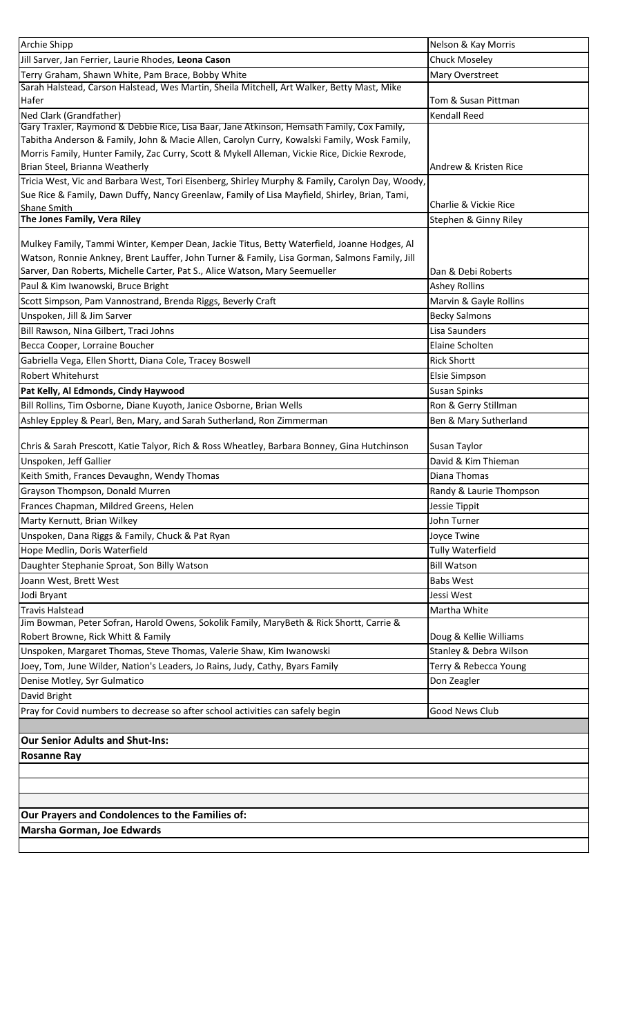| | |
|---|---|
| Archie Shipp | Nelson & Kay Morris |
| Jill Sarver, Jan Ferrier, Laurie Rhodes, **Leona Cason** | Chuck Moseley |
| Terry Graham, Shawn White, Pam Brace, Bobby White | Mary Overstreet |
| Sarah Halstead, Carson Halstead, Wes Martin, Sheila Mitchell, Art Walker, Betty Mast, Mike Hafer | Tom & Susan Pittman |
| Ned Clark (Grandfather) | Kendall Reed |
| Gary Traxler, Raymond & Debbie Rice, Lisa Baar, Jane Atkinson, Hemsath Family, Cox Family, Tabitha Anderson & Family, John & Macie Allen, Carolyn Curry, Kowalski Family, Wosk Family, Morris Family, Hunter Family, Zac Curry, Scott & Mykell Alleman, Vickie Rice, Dickie Rexrode, Brian Steel, Brianna Weatherly | Andrew & Kristen Rice |
| Tricia West, Vic and Barbara West, Tori Eisenberg, Shirley Murphy & Family, Carolyn Day, Woody, Sue Rice & Family, Dawn Duffy, Nancy Greenlaw, Family of Lisa Mayfield, Shirley, Brian, Tami, Shane Smith | Charlie & Vickie Rice |
| **The Jones Family, Vera Riley** | Stephen & Ginny Riley |
| Mulkey Family, Tammi Winter, Kemper Dean, Jackie Titus, Betty Waterfield, Joanne Hodges, Al Watson, Ronnie Ankney, Brent Lauffer, John Turner & Family, Lisa Gorman, Salmons Family, Jill Sarver, Dan Roberts, Michelle Carter, Pat S., Alice Watson**,** Mary Seemueller | Dan & Debi Roberts |
| Paul & Kim Iwanowski, Bruce Bright | Ashey Rollins |
| Scott Simpson, Pam Vannostrand, Brenda Riggs, Beverly Craft | Marvin & Gayle Rollins |
| Unspoken, Jill & Jim Sarver | Becky Salmons |
| Bill Rawson, Nina Gilbert, Traci Johns | Lisa Saunders |
| Becca Cooper, Lorraine Boucher | Elaine Scholten |
| Gabriella Vega, Ellen Shortt, Diana Cole, Tracey Boswell | Rick Shortt |
| Robert Whitehurst | Elsie Simpson |
| **Pat Kelly, Al Edmonds, Cindy Haywood** | Susan Spinks |
| Bill Rollins, Tim Osborne, Diane Kuyoth, Janice Osborne, Brian Wells | Ron & Gerry Stillman |
| Ashley Eppley & Pearl, Ben, Mary, and Sarah Sutherland, Ron Zimmerman | Ben & Mary Sutherland |
| Chris & Sarah Prescott, Katie Talyor, Rich & Ross Wheatley, Barbara Bonney, Gina Hutchinson | Susan Taylor |
| Unspoken, Jeff Gallier | David & Kim Thieman |
| Keith Smith, Frances Devaughn, Wendy Thomas | Diana Thomas |
| Grayson Thompson, Donald Murren | Randy & Laurie Thompson |
| Frances Chapman, Mildred Greens, Helen | Jessie Tippit |
| Marty Kernutt, Brian Wilkey | John Turner |
| Unspoken, Dana Riggs & Family, Chuck & Pat Ryan | Joyce Twine |
| Hope Medlin, Doris Waterfield | Tully Waterfield |
| Daughter Stephanie Sproat, Son Billy Watson | Bill Watson |
| Joann West, Brett West | Babs West |
| Jodi Bryant | Jessi West |
| Travis Halstead | Martha White |
| Jim Bowman, Peter Sofran, Harold Owens, Sokolik Family, MaryBeth & Rick Shortt, Carrie & Robert Browne, Rick Whitt & Family | Doug & Kellie Williams |
| Unspoken, Margaret Thomas, Steve Thomas, Valerie Shaw, Kim Iwanowski | Stanley & Debra Wilson |
| Joey, Tom, June Wilder, Nation's Leaders, Jo Rains, Judy, Cathy, Byars Family | Terry & Rebecca Young |
| Denise Motley, Syr Gulmatico | Don Zeagler |
| David Bright | |
| Pray for Covid numbers to decrease so after school activities can safely begin | Good News Club |

**Our Senior Adults and Shut-Ins:**

**Rosanne Ray**

**Our Prayers and Condolences to the Families of:**

**Marsha Gorman, Joe Edwards**